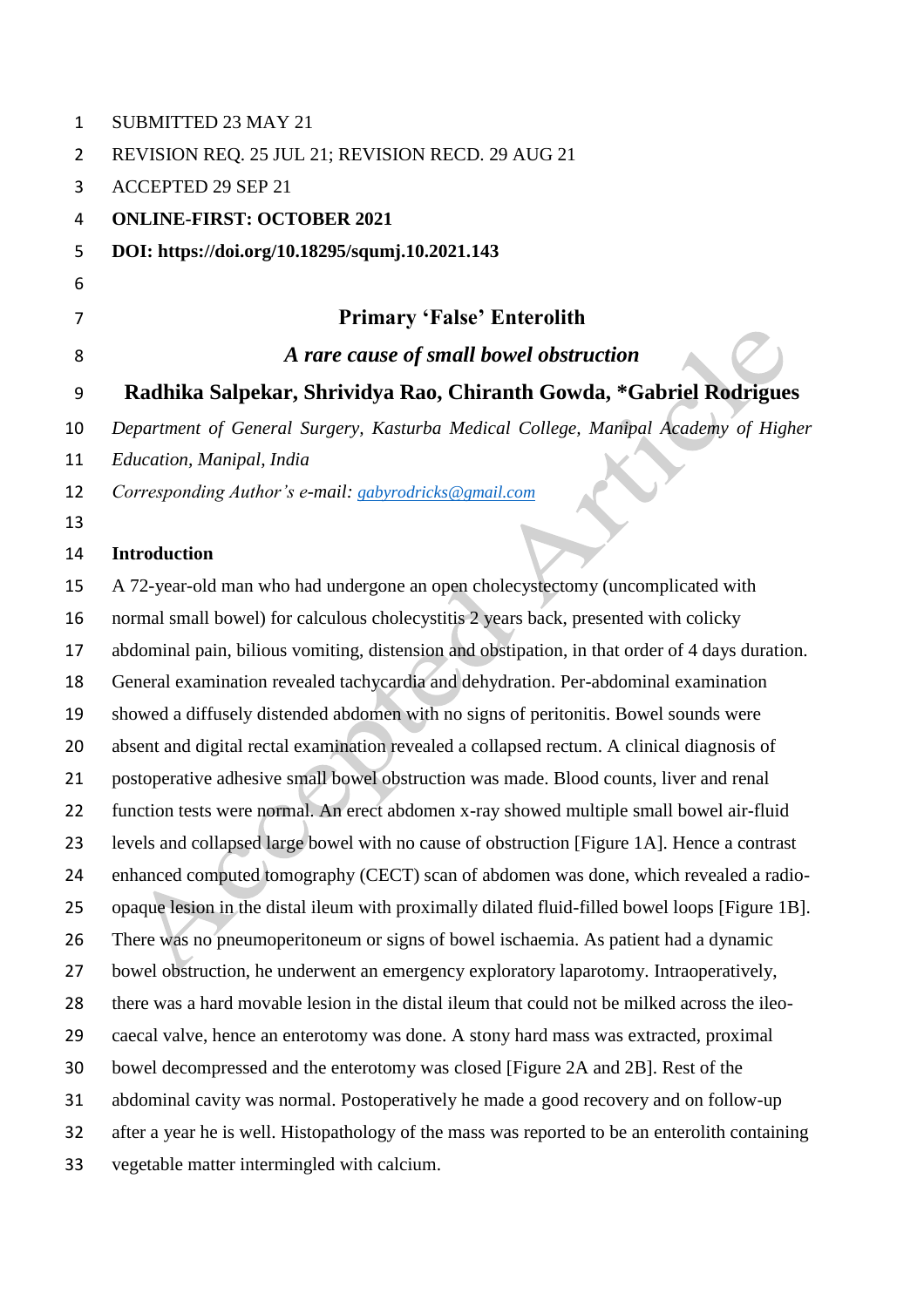SUBMITTED 23 MAY 21

REVISION REQ. 25 JUL 21; REVISION RECD. 29 AUG 21

ACCEPTED 29 SEP 21

**ONLINE-FIRST: OCTOBER 2021**

**DOI: https://doi.org/10.18295/squmj.10.2021.143**

# Primary 'False' Enterolith

## *A rare cause of small bowel obstruction*

**Radhika Salpekar, Shrividya Rao, Chiranth Gowda, \*Gabriel Rodrigues**

*Department of General Surgery, Kasturba Medical College, Manipal Academy of Higher Education, Manipal, India*

*Corresponding Author's e-mail:* gabyrodricks@gmail.com

## Introduction

A 72-year-old man who had undergone an open cholecystectomy (uncomplicated with normal small bowel) for calculous cholecystitis 2 years back, presented with colicky abdominal pain, bilious vomiting, distension and obstipation, in that order of 4 days duration. General examination revealed tachycardia and dehydration. Per-abdominal examination showed a diffusely distended abdomen with no signs of peritonitis. Bowel sounds were absent and digital rectal examination revealed a collapsed rectum. A clinical diagnosis of postoperative adhesive small bowel obstruction was made. Blood counts, liver and renal function tests were normal. An erect abdomen x-ray showed multiple small bowel air-fluid levels and collapsed large bowel with no cause of obstruction [Figure 1A]. Hence a contrast enhanced computed tomography (CECT) scan of abdomen was done, which revealed a radio-opaque lesion in the distal ileum with proximally dilated fluid-filled bowel loops [Figure 1B]. There was no pneumoperitoneum or signs of bowel ischaemia. As patient had a dynamic bowel obstruction, he underwent an emergency exploratory laparotomy. Intraoperatively, there was a hard movable lesion in the distal ileum that could not be milked across the ileo-caecal valve, hence an enterotomy was done. A stony hard mass was extracted, proximal bowel decompressed and the enterotomy was closed [Figure 2A and 2B]. Rest of the abdominal cavity was normal. Postoperatively he made a good recovery and on follow-up after a year he is well. Histopathology of the mass was reported to be an enterolith containing vegetable matter intermingled with calcium.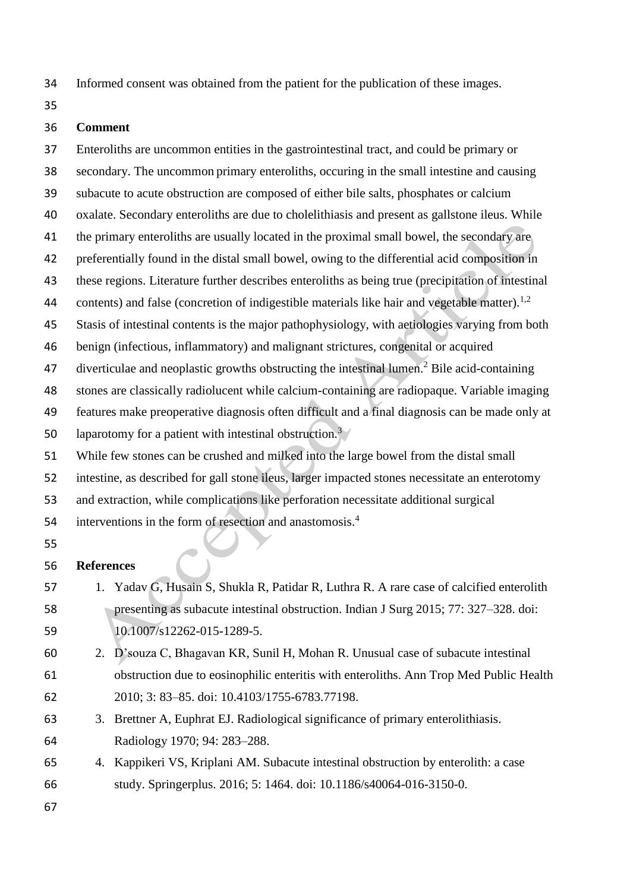Informed consent was obtained from the patient for the publication of these images.

## Comment

Enteroliths are uncommon entities in the gastrointestinal tract, and could be primary or secondary. The uncommon primary enteroliths, occuring in the small intestine and causing subacute to acute obstruction are composed of either bile salts, phosphates or calcium oxalate. Secondary enteroliths are due to cholelithiasis and present as gallstone ileus. While the primary enteroliths are usually located in the proximal small bowel, the secondary are preferentially found in the distal small bowel, owing to the differential acid composition in these regions. Literature further describes enteroliths as being true (precipitation of intestinal contents) and false (concretion of indigestible materials like hair and vegetable matter).[1,2] Stasis of intestinal contents is the major pathophysiology, with aetiologies varying from both benign (infectious, inflammatory) and malignant strictures, congenital or acquired diverticulae and neoplastic growths obstructing the intestinal lumen.[2] Bile acid-containing stones are classically radiolucent while calcium-containing are radiopaque. Variable imaging features make preoperative diagnosis often difficult and a final diagnosis can be made only at laparotomy for a patient with intestinal obstruction.[3]

While few stones can be crushed and milked into the large bowel from the distal small intestine, as described for gall stone ileus, larger impacted stones necessitate an enterotomy and extraction, while complications like perforation necessitate additional surgical interventions in the form of resection and anastomosis.[4]

## References

1. Yadav G, Husain S, Shukla R, Patidar R, Luthra R. A rare case of calcified enterolith presenting as subacute intestinal obstruction. Indian J Surg 2015; 77: 327–328. doi: 10.1007/s12262-015-1289-5.
2. D'souza C, Bhagavan KR, Sunil H, Mohan R. Unusual case of subacute intestinal obstruction due to eosinophilic enteritis with enteroliths. Ann Trop Med Public Health 2010; 3: 83–85. doi: 10.4103/1755-6783.77198.
3. Brettner A, Euphrat EJ. Radiological significance of primary enterolithiasis. Radiology 1970; 94: 283–288.
4. Kappikeri VS, Kriplani AM. Subacute intestinal obstruction by enterolith: a case study. Springerplus. 2016; 5: 1464. doi: 10.1186/s40064-016-3150-0.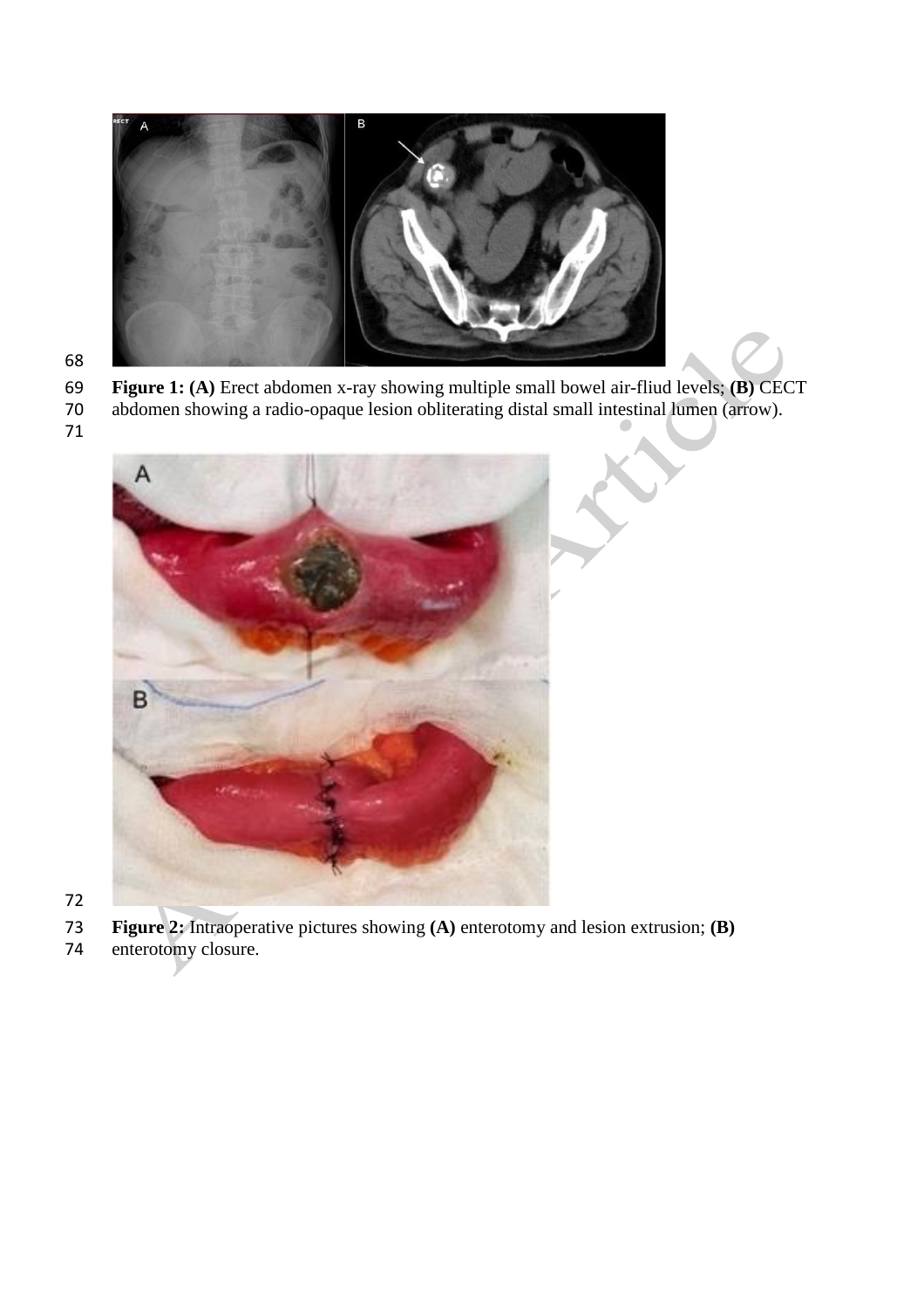Figure 1: (A) Erect abdomen x-ray showing multiple small bowel air-fliud levels; (B) CECT abdomen showing a radio-opaque lesion obliterating distal small intestinal lumen (arrow).

Figure 2: Intraoperative pictures showing (A) enterotomy and lesion extrusion; (B) enterotomy closure.